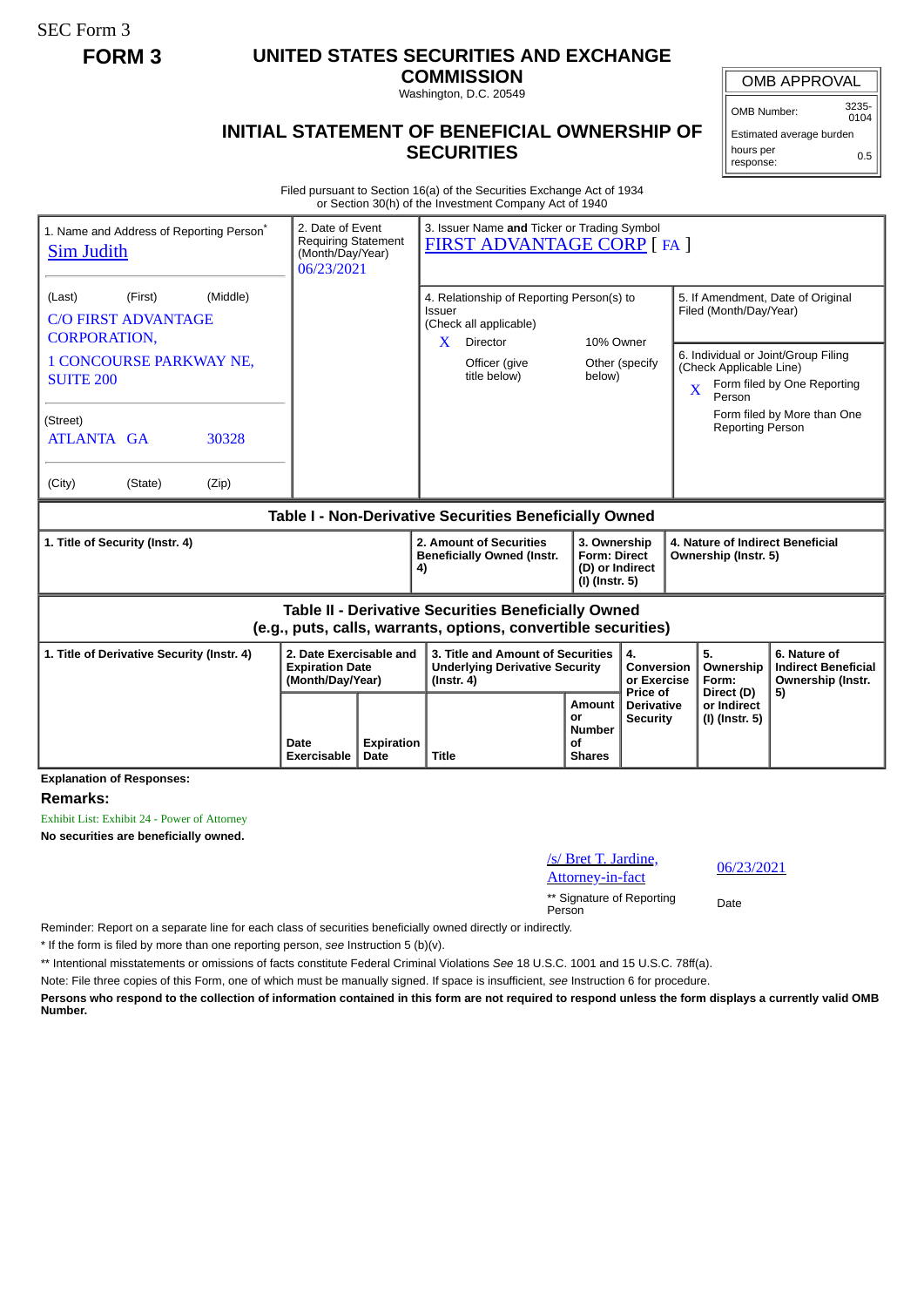SEC Form 3

**FORM 3**

# UNITED STATES SECURITIES AND EXCHANGE COMMISSION

Washington, D.C. 20549

## INITIAL STATEMENT OF BENEFICIAL OWNERSHIP OF SECURITIES

| OMB APPROVAL | |
|---|---|
| OMB Number: | 3235-0104 |
| Estimated average burden | |
| hours per response: | 0.5 |

Filed pursuant to Section 16(a) of the Securities Exchange Act of 1934 or Section 30(h) of the Investment Company Act of 1940

| 1. Name and Address of Reporting Person* | 2. Date of Event Requiring Statement (Month/Day/Year) | 3. Issuer Name **and** Ticker or Trading Symbol |
|---|---|---|
| Sim Judith | 06/23/2021 | FIRST ADVANTAGE CORP [ FA ] |
| (Last) (First) (Middle) C/O FIRST ADVANTAGE CORPORATION, 1 CONCOURSE PARKWAY NE, SUITE 200 | | 4. Relationship of Reporting Person(s) to Issuer (Check all applicable) X Director ; 10% Owner ; Officer (give title below) ; Other (specify below) |
| (Street) ATLANTA GA 30328 | | 5. If Amendment, Date of Original Filed (Month/Day/Year) |
| (City) (State) (Zip) | | 6. Individual or Joint/Group Filing (Check Applicable Line) X Form filed by One Reporting Person ; Form filed by More than One Reporting Person |

**Table I - Non-Derivative Securities Beneficially Owned**

| 1. Title of Security (Instr. 4) | 2. Amount of Securities Beneficially Owned (Instr. 4) | 3. Ownership Form: Direct (D) or Indirect (I) (Instr. 5) | 4. Nature of Indirect Beneficial Ownership (Instr. 5) |
|---|---|---|---|

**Table II - Derivative Securities Beneficially Owned (e.g., puts, calls, warrants, options, convertible securities)**

| 1. Title of Derivative Security (Instr. 4) | 2. Date Exercisable and Expiration Date (Month/Day/Year) | | 3. Title and Amount of Securities Underlying Derivative Security (Instr. 4) | | 4. Conversion or Exercise Price of Derivative Security | 5. Ownership Form: Direct (D) or Indirect (I) (Instr. 5) | 6. Nature of Indirect Beneficial Ownership (Instr. 5) |
|---|---|---|---|---|---|---|---|
| | Date Exercisable | Expiration Date | Title | Amount or Number of Shares | | | |

**Explanation of Responses:**

**Remarks:**

Exhibit List: Exhibit 24 - Power of Attorney

**No securities are beneficially owned.**

| /s/ Bret T. Jardine, Attorney-in-fact | 06/23/2021 |
|---|---|
| ** Signature of Reporting Person | Date |

Reminder: Report on a separate line for each class of securities beneficially owned directly or indirectly.

\* If the form is filed by more than one reporting person, *see* Instruction 5 (b)(v).

** Intentional misstatements or omissions of facts constitute Federal Criminal Violations *See* 18 U.S.C. 1001 and 15 U.S.C. 78ff(a).

Note: File three copies of this Form, one of which must be manually signed. If space is insufficient, *see* Instruction 6 for procedure.

**Persons who respond to the collection of information contained in this form are not required to respond unless the form displays a currently valid OMB Number.**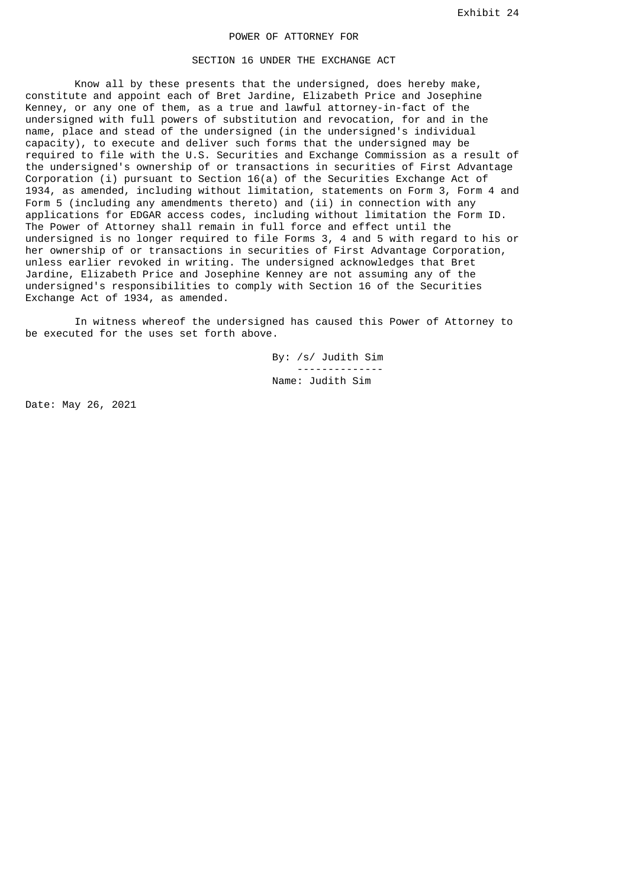Exhibit 24

# POWER OF ATTORNEY FOR

## SECTION 16 UNDER THE EXCHANGE ACT

Know all by these presents that the undersigned, does hereby make, constitute and appoint each of Bret Jardine, Elizabeth Price and Josephine Kenney, or any one of them, as a true and lawful attorney-in-fact of the undersigned with full powers of substitution and revocation, for and in the name, place and stead of the undersigned (in the undersigned's individual capacity), to execute and deliver such forms that the undersigned may be required to file with the U.S. Securities and Exchange Commission as a result of the undersigned's ownership of or transactions in securities of First Advantage Corporation (i) pursuant to Section 16(a) of the Securities Exchange Act of 1934, as amended, including without limitation, statements on Form 3, Form 4 and Form 5 (including any amendments thereto) and (ii) in connection with any applications for EDGAR access codes, including without limitation the Form ID. The Power of Attorney shall remain in full force and effect until the undersigned is no longer required to file Forms 3, 4 and 5 with regard to his or her ownership of or transactions in securities of First Advantage Corporation, unless earlier revoked in writing. The undersigned acknowledges that Bret Jardine, Elizabeth Price and Josephine Kenney are not assuming any of the undersigned's responsibilities to comply with Section 16 of the Securities Exchange Act of 1934, as amended.

In witness whereof the undersigned has caused this Power of Attorney to be executed for the uses set forth above.

By: /s/ Judith Sim

Name: Judith Sim

Date: May 26, 2021